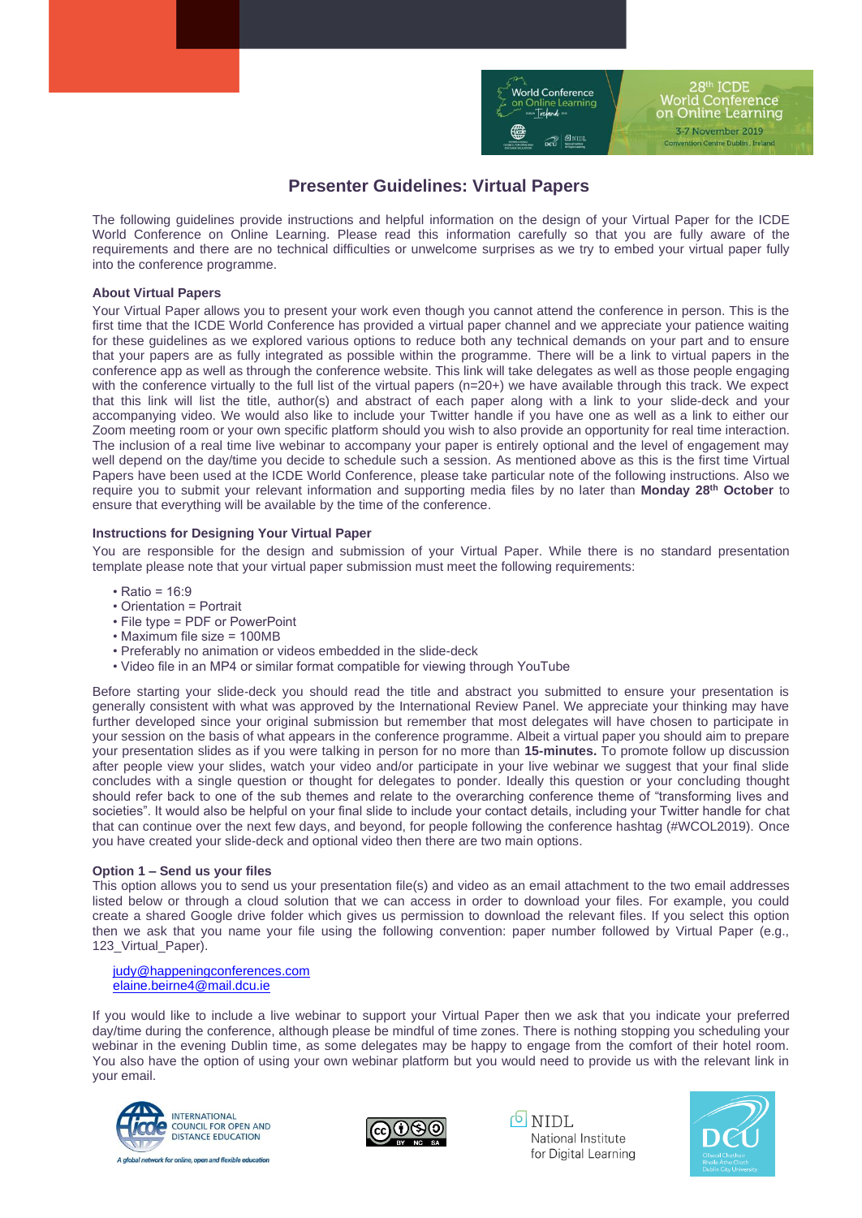# Presenter Guidelines: Virtual Papers

The following guidelines provide instructions and helpful information on the design of your Virtual Paper for the ICDE World Conference on Online Learning. Please read this information carefully so that you are fully aware of the requirements and there are no technical difficulties or unwelcome surprises as we try to embed your virtual paper fully into the conference programme.

**About Virtual Papers**

Your Virtual Paper allows you to present your work even though you cannot attend the conference in person. This is the first time that the ICDE World Conference has provided a virtual paper channel and we appreciate your patience waiting for these guidelines as we explored various options to reduce both any technical demands on your part and to ensure that your papers are as fully integrated as possible within the programme. There will be a link to virtual papers in the conference app as well as through the conference website. This link will take delegates as well as those people engaging with the conference virtually to the full list of the virtual papers (n=20+) we have available through this track. We expect that this link will list the title, author(s) and abstract of each paper along with a link to your slide-deck and your accompanying video. We would also like to include your Twitter handle if you have one as well as a link to either our Zoom meeting room or your own specific platform should you wish to also provide an opportunity for real time interaction. The inclusion of a real time live webinar to accompany your paper is entirely optional and the level of engagement may well depend on the day/time you decide to schedule such a session. As mentioned above as this is the first time Virtual Papers have been used at the ICDE World Conference, please take particular note of the following instructions. Also we require you to submit your relevant information and supporting media files by no later than **Monday 28th October** to ensure that everything will be available by the time of the conference.

**Instructions for Designing Your Virtual Paper**

You are responsible for the design and submission of your Virtual Paper. While there is no standard presentation template please note that your virtual paper submission must meet the following requirements:

- Ratio = 16:9
- Orientation = Portrait
- File type = PDF or PowerPoint
- Maximum file size = 100MB
- Preferably no animation or videos embedded in the slide-deck
- Video file in an MP4 or similar format compatible for viewing through YouTube

Before starting your slide-deck you should read the title and abstract you submitted to ensure your presentation is generally consistent with what was approved by the International Review Panel. We appreciate your thinking may have further developed since your original submission but remember that most delegates will have chosen to participate in your session on the basis of what appears in the conference programme. Albeit a virtual paper you should aim to prepare your presentation slides as if you were talking in person for no more than **15-minutes.** To promote follow up discussion after people view your slides, watch your video and/or participate in your live webinar we suggest that your final slide concludes with a single question or thought for delegates to ponder. Ideally this question or your concluding thought should refer back to one of the sub themes and relate to the overarching conference theme of "transforming lives and societies". It would also be helpful on your final slide to include your contact details, including your Twitter handle for chat that can continue over the next few days, and beyond, for people following the conference hashtag (#WCOL2019). Once you have created your slide-deck and optional video then there are two main options.

**Option 1 – Send us your files**

This option allows you to send us your presentation file(s) and video as an email attachment to the two email addresses listed below or through a cloud solution that we can access in order to download your files. For example, you could create a shared Google drive folder which gives us permission to download the relevant files. If you select this option then we ask that you name your file using the following convention: paper number followed by Virtual Paper (e.g., 123_Virtual_Paper).

judy@happeningconferences.com
elaine.beirne4@mail.dcu.ie

If you would like to include a live webinar to support your Virtual Paper then we ask that you indicate your preferred day/time during the conference, although please be mindful of time zones. There is nothing stopping you scheduling your webinar in the evening Dublin time, as some delegates may be happy to engage from the comfort of their hotel room. You also have the option of using your own webinar platform but you would need to provide us with the relevant link in your email.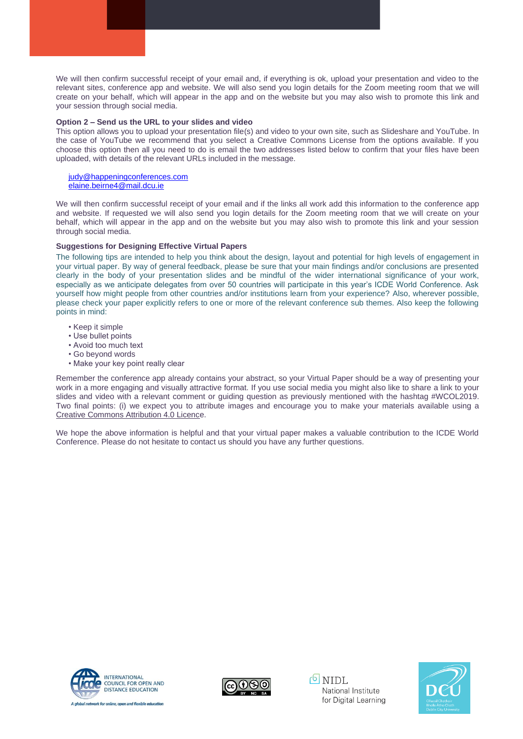We will then confirm successful receipt of your email and, if everything is ok, upload your presentation and video to the relevant sites, conference app and website. We will also send you login details for the Zoom meeting room that we will create on your behalf, which will appear in the app and on the website but you may also wish to promote this link and your session through social media.

**Option 2 – Send us the URL to your slides and video**

This option allows you to upload your presentation file(s) and video to your own site, such as Slideshare and YouTube. In the case of YouTube we recommend that you select a Creative Commons License from the options available. If you choose this option then all you need to do is email the two addresses listed below to confirm that your files have been uploaded, with details of the relevant URLs included in the message.

judy@happeningconferences.com
elaine.beirne4@mail.dcu.ie

We will then confirm successful receipt of your email and if the links all work add this information to the conference app and website. If requested we will also send you login details for the Zoom meeting room that we will create on your behalf, which will appear in the app and on the website but you may also wish to promote this link and your session through social media.

**Suggestions for Designing Effective Virtual Papers**

The following tips are intended to help you think about the design, layout and potential for high levels of engagement in your virtual paper. By way of general feedback, please be sure that your main findings and/or conclusions are presented clearly in the body of your presentation slides and be mindful of the wider international significance of your work, especially as we anticipate delegates from over 50 countries will participate in this year's ICDE World Conference. Ask yourself how might people from other countries and/or institutions learn from your experience? Also, wherever possible, please check your paper explicitly refers to one or more of the relevant conference sub themes. Also keep the following points in mind:

- Keep it simple
- Use bullet points
- Avoid too much text
- Go beyond words
- Make your key point really clear

Remember the conference app already contains your abstract, so your Virtual Paper should be a way of presenting your work in a more engaging and visually attractive format. If you use social media you might also like to share a link to your slides and video with a relevant comment or guiding question as previously mentioned with the hashtag #WCOL2019. Two final points: (i) we expect you to attribute images and encourage you to make your materials available using a Creative Commons Attribution 4.0 Licence.

We hope the above information is helpful and that your virtual paper makes a valuable contribution to the ICDE World Conference. Please do not hesitate to contact us should you have any further questions.